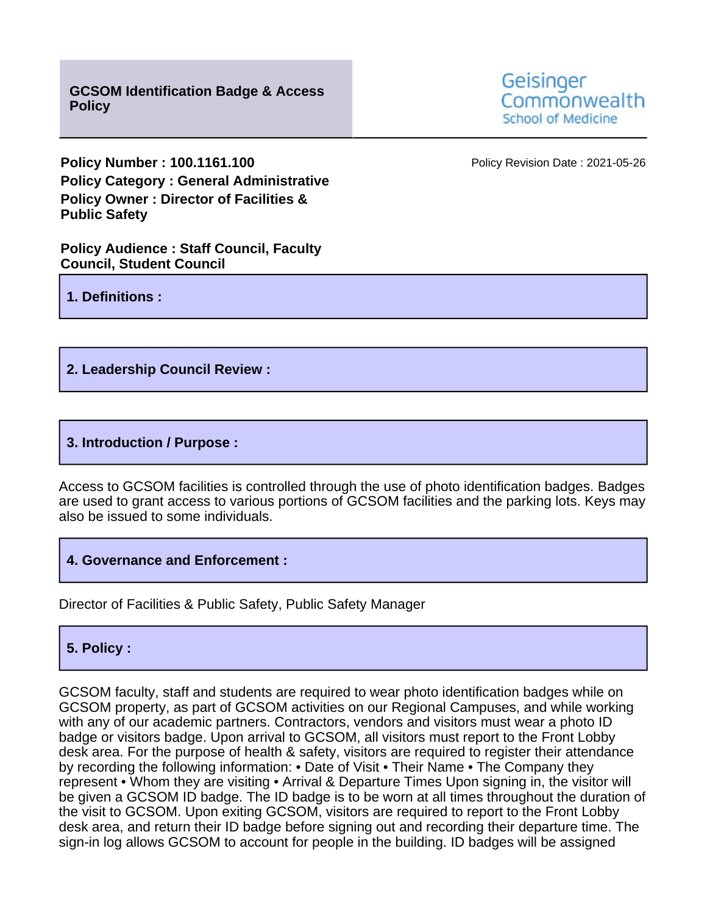# GCSOM Identification Badge & Access Policy

Geisinger Commonwealth School of Medicine

**Policy Number : 100.1161.100**

Policy Revision Date : 2021-05-26

**Policy Category : General Administrative**

**Policy Owner : Director of Facilities & Public Safety**

**Policy Audience : Staff Council, Faculty Council, Student Council**

## 1. Definitions :

## 2. Leadership Council Review :

## 3. Introduction / Purpose :

Access to GCSOM facilities is controlled through the use of photo identification badges. Badges are used to grant access to various portions of GCSOM facilities and the parking lots. Keys may also be issued to some individuals.

## 4. Governance and Enforcement :

Director of Facilities & Public Safety, Public Safety Manager

## 5. Policy :

GCSOM faculty, staff and students are required to wear photo identification badges while on GCSOM property, as part of GCSOM activities on our Regional Campuses, and while working with any of our academic partners. Contractors, vendors and visitors must wear a photo ID badge or visitors badge. Upon arrival to GCSOM, all visitors must report to the Front Lobby desk area. For the purpose of health & safety, visitors are required to register their attendance by recording the following information: • Date of Visit • Their Name • The Company they represent • Whom they are visiting • Arrival & Departure Times Upon signing in, the visitor will be given a GCSOM ID badge. The ID badge is to be worn at all times throughout the duration of the visit to GCSOM. Upon exiting GCSOM, visitors are required to report to the Front Lobby desk area, and return their ID badge before signing out and recording their departure time. The sign-in log allows GCSOM to account for people in the building. ID badges will be assigned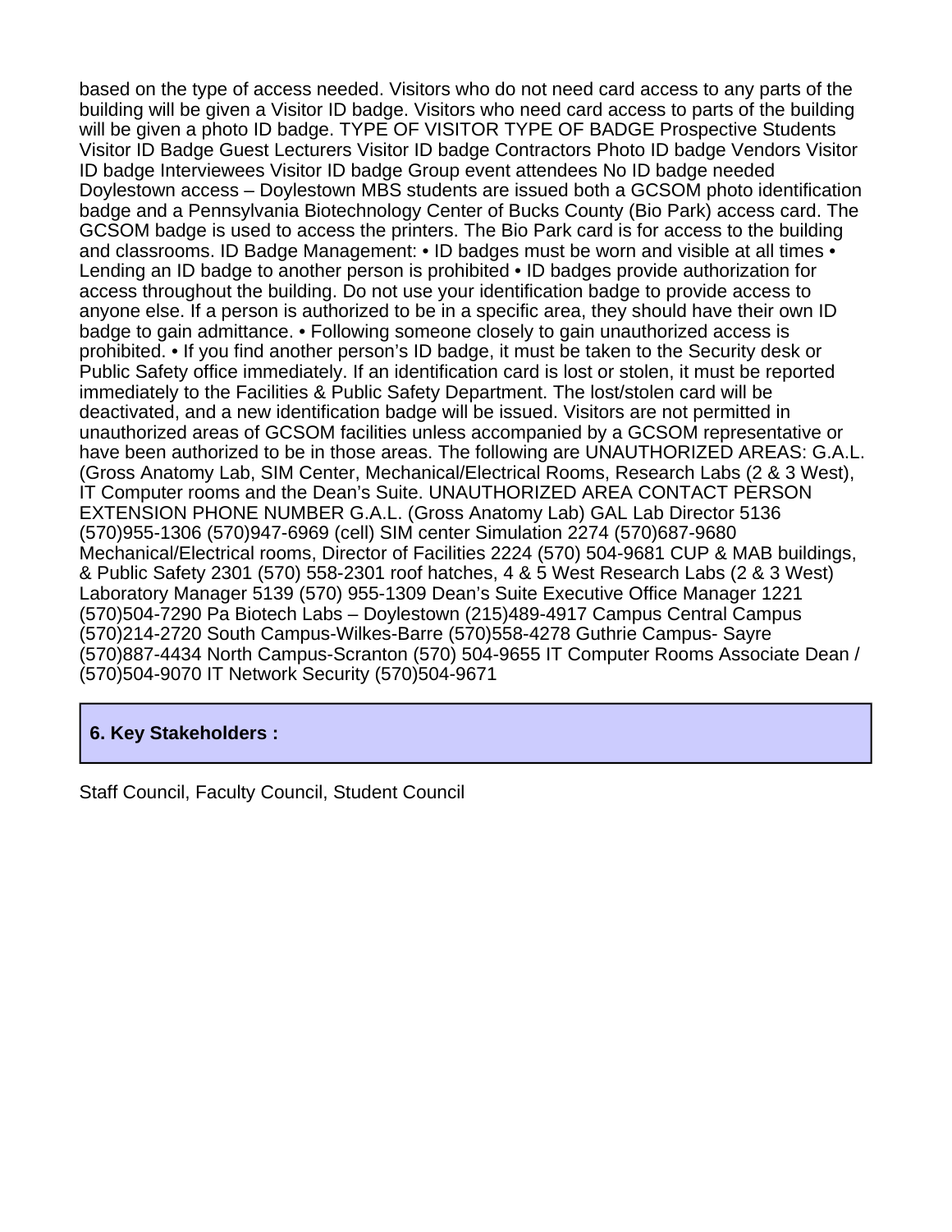based on the type of access needed. Visitors who do not need card access to any parts of the building will be given a Visitor ID badge. Visitors who need card access to parts of the building will be given a photo ID badge. TYPE OF VISITOR TYPE OF BADGE Prospective Students Visitor ID Badge Guest Lecturers Visitor ID badge Contractors Photo ID badge Vendors Visitor ID badge Interviewees Visitor ID badge Group event attendees No ID badge needed Doylestown access – Doylestown MBS students are issued both a GCSOM photo identification badge and a Pennsylvania Biotechnology Center of Bucks County (Bio Park) access card. The GCSOM badge is used to access the printers. The Bio Park card is for access to the building and classrooms. ID Badge Management: • ID badges must be worn and visible at all times • Lending an ID badge to another person is prohibited • ID badges provide authorization for access throughout the building. Do not use your identification badge to provide access to anyone else. If a person is authorized to be in a specific area, they should have their own ID badge to gain admittance. • Following someone closely to gain unauthorized access is prohibited. • If you find another person's ID badge, it must be taken to the Security desk or Public Safety office immediately. If an identification card is lost or stolen, it must be reported immediately to the Facilities & Public Safety Department. The lost/stolen card will be deactivated, and a new identification badge will be issued. Visitors are not permitted in unauthorized areas of GCSOM facilities unless accompanied by a GCSOM representative or have been authorized to be in those areas. The following are UNAUTHORIZED AREAS: G.A.L. (Gross Anatomy Lab, SIM Center, Mechanical/Electrical Rooms, Research Labs (2 & 3 West), IT Computer rooms and the Dean's Suite. UNAUTHORIZED AREA CONTACT PERSON EXTENSION PHONE NUMBER G.A.L. (Gross Anatomy Lab) GAL Lab Director 5136 (570)955-1306 (570)947-6969 (cell) SIM center Simulation 2274 (570)687-9680 Mechanical/Electrical rooms, Director of Facilities 2224 (570) 504-9681 CUP & MAB buildings, & Public Safety 2301 (570) 558-2301 roof hatches, 4 & 5 West Research Labs (2 & 3 West) Laboratory Manager 5139 (570) 955-1309 Dean's Suite Executive Office Manager 1221 (570)504-7290 Pa Biotech Labs – Doylestown (215)489-4917 Campus Central Campus (570)214-2720 South Campus-Wilkes-Barre (570)558-4278 Guthrie Campus- Sayre (570)887-4434 North Campus-Scranton (570) 504-9655 IT Computer Rooms Associate Dean / (570)504-9070 IT Network Security (570)504-9671

## 6. Key Stakeholders :

Staff Council, Faculty Council, Student Council